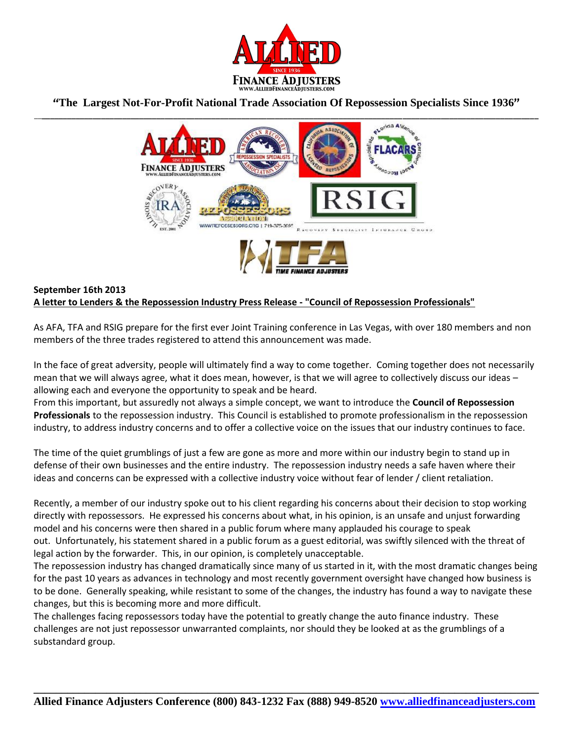**"The Largest Not-For-Profit National Trade Association Of Repossession Specialists Since 1936"**

**September 16th 2013**

**A letter to Lenders & the Repossession Industry Press Release - "Council of Repossession Professionals"**

As AFA, TFA and RSIG prepare for the first ever Joint Training conference in Las Vegas, with over 180 members and non members of the three trades registered to attend this announcement was made.

In the face of great adversity, people will ultimately find a way to come together. Coming together does not necessarily mean that we will always agree, what it does mean, however, is that we will agree to collectively discuss our ideas – allowing each and everyone the opportunity to speak and be heard.

From this important, but assuredly not always a simple concept, we want to introduce the **Council of Repossession Professionals** to the repossession industry. This Council is established to promote professionalism in the repossession industry, to address industry concerns and to offer a collective voice on the issues that our industry continues to face.

The time of the quiet grumblings of just a few are gone as more and more within our industry begin to stand up in defense of their own businesses and the entire industry. The repossession industry needs a safe haven where their ideas and concerns can be expressed with a collective industry voice without fear of lender / client retaliation.

Recently, a member of our industry spoke out to his client regarding his concerns about their decision to stop working directly with repossessors. He expressed his concerns about what, in his opinion, is an unsafe and unjust forwarding model and his concerns were then shared in a public forum where many applauded his courage to speak out. Unfortunately, his statement shared in a public forum as a guest editorial, was swiftly silenced with the threat of legal action by the forwarder. This, in our opinion, is completely unacceptable.

The repossession industry has changed dramatically since many of us started in it, with the most dramatic changes being for the past 10 years as advances in technology and most recently government oversight have changed how business is to be done. Generally speaking, while resistant to some of the changes, the industry has found a way to navigate these changes, but this is becoming more and more difficult.

The challenges facing repossessors today have the potential to greatly change the auto finance industry. These challenges are not just repossessor unwarranted complaints, nor should they be looked at as the grumblings of a substandard group.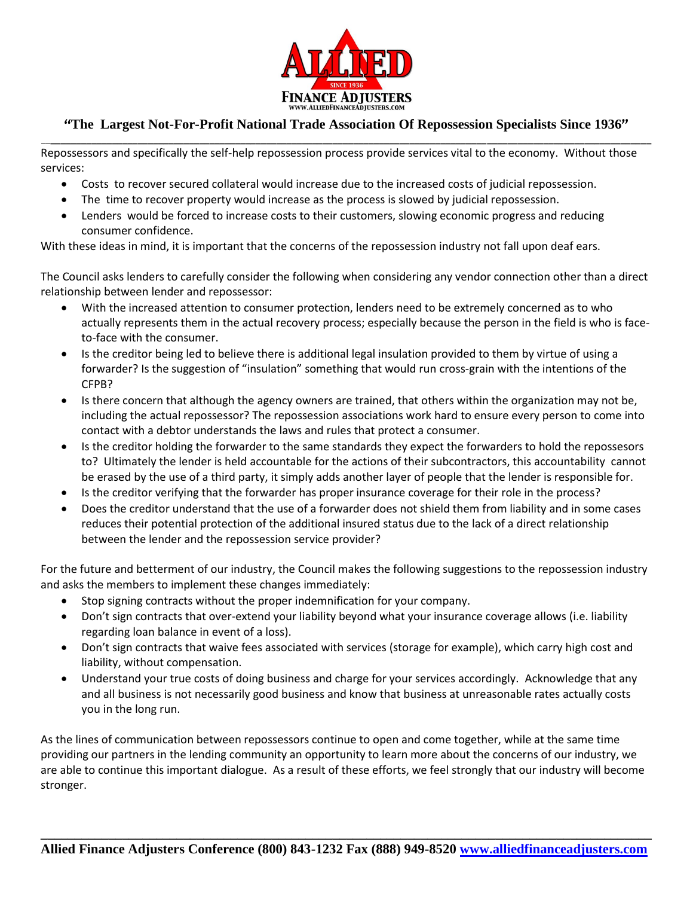# ALLIED FINANCE ADJUSTERS

SINCE 1936

WWW.ALLIEDFINANCEADJUSTERS.COM

**"The Largest Not-For-Profit National Trade Association Of Repossession Specialists Since 1936"**

---

Repossessors and specifically the self-help repossession process provide services vital to the economy. Without those services:

- Costs to recover secured collateral would increase due to the increased costs of judicial repossession.
- The time to recover property would increase as the process is slowed by judicial repossession.
- Lenders would be forced to increase costs to their customers, slowing economic progress and reducing consumer confidence.

With these ideas in mind, it is important that the concerns of the repossession industry not fall upon deaf ears.

The Council asks lenders to carefully consider the following when considering any vendor connection other than a direct relationship between lender and repossessor:

- With the increased attention to consumer protection, lenders need to be extremely concerned as to who actually represents them in the actual recovery process; especially because the person in the field is who is face-to-face with the consumer.
- Is the creditor being led to believe there is additional legal insulation provided to them by virtue of using a forwarder? Is the suggestion of "insulation" something that would run cross-grain with the intentions of the CFPB?
- Is there concern that although the agency owners are trained, that others within the organization may not be, including the actual repossessor? The repossession associations work hard to ensure every person to come into contact with a debtor understands the laws and rules that protect a consumer.
- Is the creditor holding the forwarder to the same standards they expect the forwarders to hold the repossesors to? Ultimately the lender is held accountable for the actions of their subcontractors, this accountability cannot be erased by the use of a third party, it simply adds another layer of people that the lender is responsible for.
- Is the creditor verifying that the forwarder has proper insurance coverage for their role in the process?
- Does the creditor understand that the use of a forwarder does not shield them from liability and in some cases reduces their potential protection of the additional insured status due to the lack of a direct relationship between the lender and the repossession service provider?

For the future and betterment of our industry, the Council makes the following suggestions to the repossession industry and asks the members to implement these changes immediately:

- Stop signing contracts without the proper indemnification for your company.
- Don't sign contracts that over-extend your liability beyond what your insurance coverage allows (i.e. liability regarding loan balance in event of a loss).
- Don't sign contracts that waive fees associated with services (storage for example), which carry high cost and liability, without compensation.
- Understand your true costs of doing business and charge for your services accordingly. Acknowledge that any and all business is not necessarily good business and know that business at unreasonable rates actually costs you in the long run.

As the lines of communication between repossessors continue to open and come together, while at the same time providing our partners in the lending community an opportunity to learn more about the concerns of our industry, we are able to continue this important dialogue. As a result of these efforts, we feel strongly that our industry will become stronger.

---

**Allied Finance Adjusters Conference (800) 843-1232 Fax (888) 949-8520 www.alliedfinanceadjusters.com**